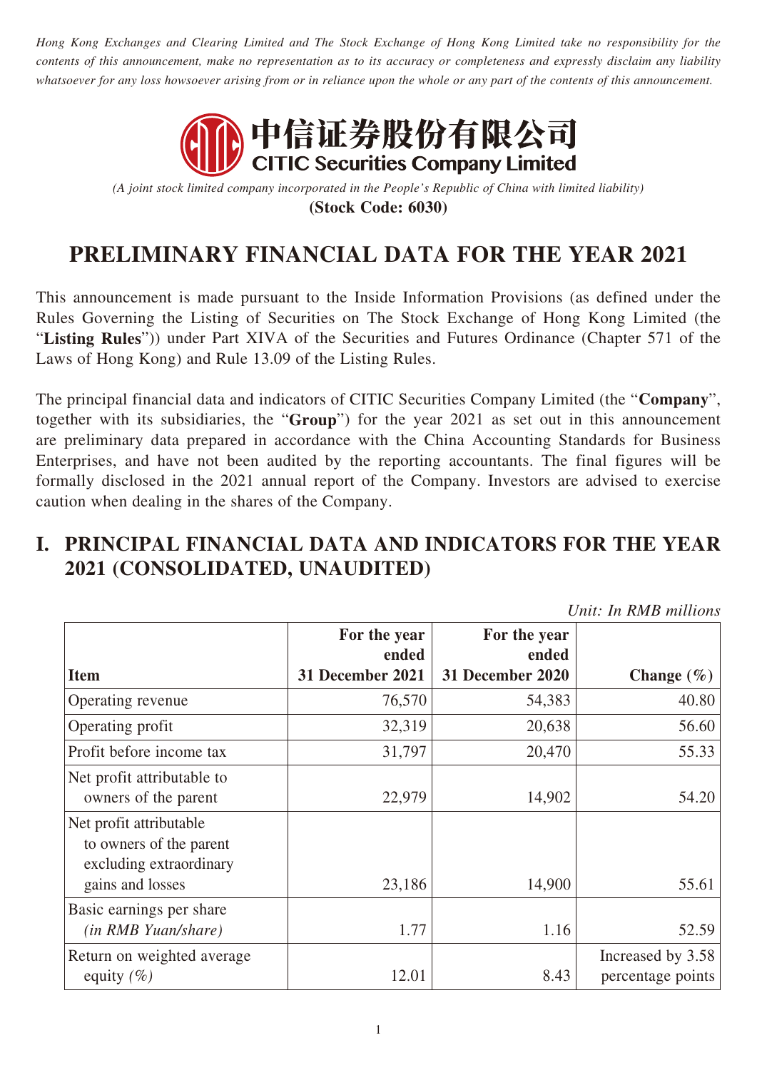*Hong Kong Exchanges and Clearing Limited and The Stock Exchange of Hong Kong Limited take no responsibility for the contents of this announcement, make no representation as to its accuracy or completeness and expressly disclaim any liability whatsoever for any loss howsoever arising from or in reliance upon the whole or any part of the contents of this announcement.*

**中信证券股份有限公司**
**CITIC Securities Company Limited**

*(A joint stock limited company incorporated in the People's Republic of China with limited liability)*

**(Stock Code: 6030)**

# PRELIMINARY FINANCIAL DATA FOR THE YEAR 2021

This announcement is made pursuant to the Inside Information Provisions (as defined under the Rules Governing the Listing of Securities on The Stock Exchange of Hong Kong Limited (the "**Listing Rules**")) under Part XIVA of the Securities and Futures Ordinance (Chapter 571 of the Laws of Hong Kong) and Rule 13.09 of the Listing Rules.

The principal financial data and indicators of CITIC Securities Company Limited (the "**Company**", together with its subsidiaries, the "**Group**") for the year 2021 as set out in this announcement are preliminary data prepared in accordance with the China Accounting Standards for Business Enterprises, and have not been audited by the reporting accountants. The final figures will be formally disclosed in the 2021 annual report of the Company. Investors are advised to exercise caution when dealing in the shares of the Company.

## I. PRINCIPAL FINANCIAL DATA AND INDICATORS FOR THE YEAR 2021 (CONSOLIDATED, UNAUDITED)

*Unit: In RMB millions*

| Item | For the year ended 31 December 2021 | For the year ended 31 December 2020 | Change (%) |
|---|---|---|---|
| Operating revenue | 76,570 | 54,383 | 40.80 |
| Operating profit | 32,319 | 20,638 | 56.60 |
| Profit before income tax | 31,797 | 20,470 | 55.33 |
| Net profit attributable to owners of the parent | 22,979 | 14,902 | 54.20 |
| Net profit attributable to owners of the parent excluding extraordinary gains and losses | 23,186 | 14,900 | 55.61 |
| Basic earnings per share *(in RMB Yuan/share)* | 1.77 | 1.16 | 52.59 |
| Return on weighted average equity *(%)* | 12.01 | 8.43 | Increased by 3.58 percentage points |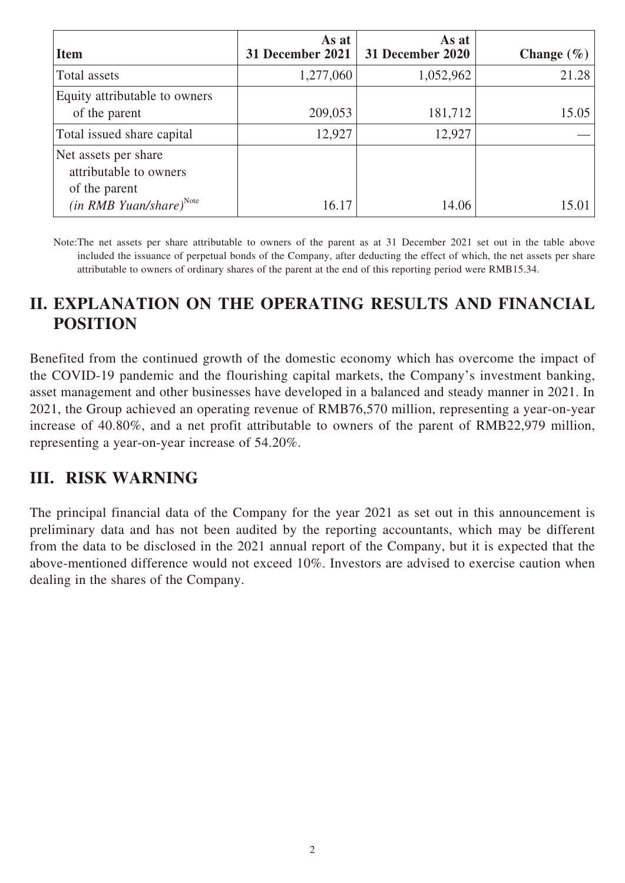| Item | As at 31 December 2021 | As at 31 December 2020 | Change (%) |
|---|---|---|---|
| Total assets | 1,277,060 | 1,052,962 | 21.28 |
| Equity attributable to owners of the parent | 209,053 | 181,712 | 15.05 |
| Total issued share capital | 12,927 | 12,927 | — |
| Net assets per share attributable to owners of the parent *(in RMB Yuan/share)*[Note] | 16.17 | 14.06 | 15.01 |

Note: The net assets per share attributable to owners of the parent as at 31 December 2021 set out in the table above included the issuance of perpetual bonds of the Company, after deducting the effect of which, the net assets per share attributable to owners of ordinary shares of the parent at the end of this reporting period were RMB15.34.

## II. EXPLANATION ON THE OPERATING RESULTS AND FINANCIAL POSITION

Benefited from the continued growth of the domestic economy which has overcome the impact of the COVID-19 pandemic and the flourishing capital markets, the Company's investment banking, asset management and other businesses have developed in a balanced and steady manner in 2021. In 2021, the Group achieved an operating revenue of RMB76,570 million, representing a year-on-year increase of 40.80%, and a net profit attributable to owners of the parent of RMB22,979 million, representing a year-on-year increase of 54.20%.

## III. RISK WARNING

The principal financial data of the Company for the year 2021 as set out in this announcement is preliminary data and has not been audited by the reporting accountants, which may be different from the data to be disclosed in the 2021 annual report of the Company, but it is expected that the above-mentioned difference would not exceed 10%. Investors are advised to exercise caution when dealing in the shares of the Company.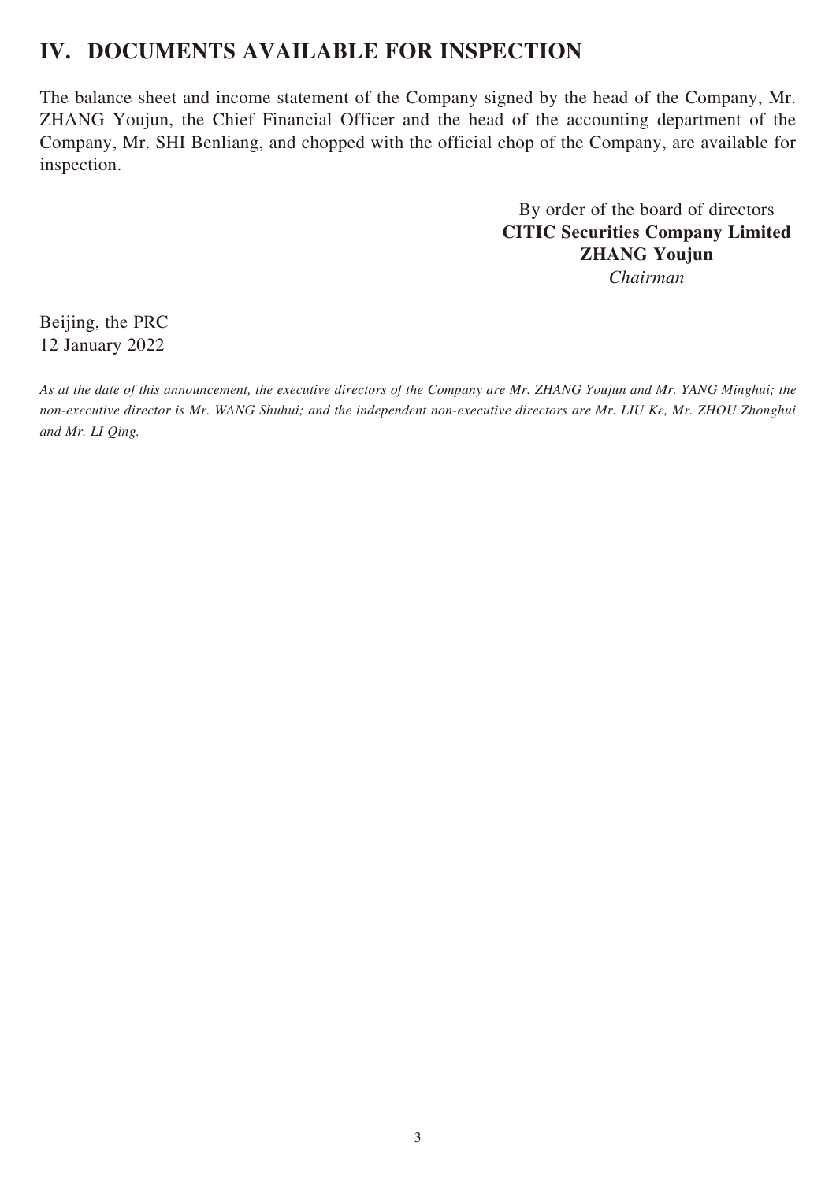## IV. DOCUMENTS AVAILABLE FOR INSPECTION

The balance sheet and income statement of the Company signed by the head of the Company, Mr. ZHANG Youjun, the Chief Financial Officer and the head of the accounting department of the Company, Mr. SHI Benliang, and chopped with the official chop of the Company, are available for inspection.

By order of the board of directors
**CITIC Securities Company Limited**
**ZHANG Youjun**
*Chairman*

Beijing, the PRC
12 January 2022

*As at the date of this announcement, the executive directors of the Company are Mr. ZHANG Youjun and Mr. YANG Minghui; the non-executive director is Mr. WANG Shuhui; and the independent non-executive directors are Mr. LIU Ke, Mr. ZHOU Zhonghui and Mr. LI Qing.*